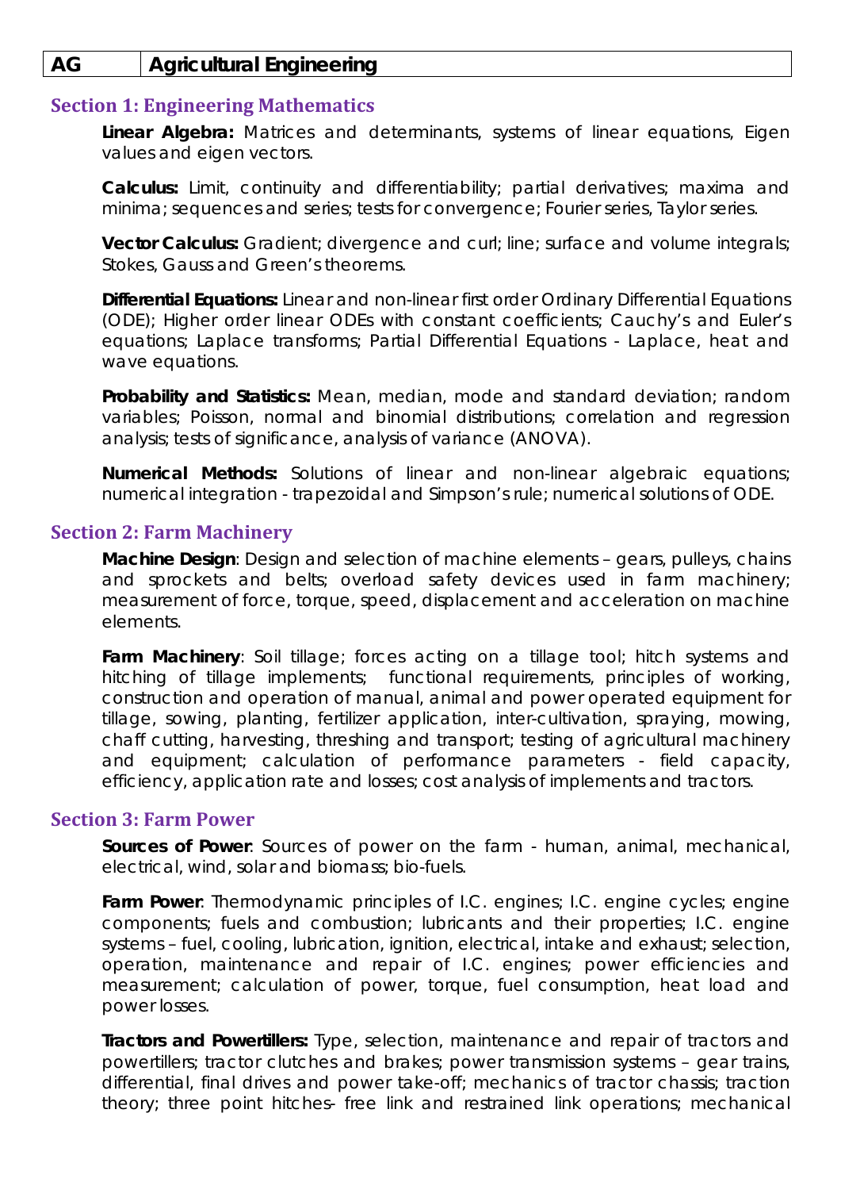| AG | Agricultural Engineering |
|---|---|

## Section 1: Engineering Mathematics

**Linear Algebra:** Matrices and determinants, systems of linear equations, Eigen values and eigen vectors.

**Calculus:** Limit, continuity and differentiability; partial derivatives; maxima and minima; sequences and series; tests for convergence; Fourier series, Taylor series.

**Vector Calculus:** Gradient; divergence and curl; line; surface and volume integrals; Stokes, Gauss and Green's theorems.

**Differential Equations:** Linear and non-linear first order Ordinary Differential Equations (ODE); Higher order linear ODEs with constant coefficients; Cauchy's and Euler's equations; Laplace transforms; Partial Differential Equations - Laplace, heat and wave equations.

**Probability and Statistics:** Mean, median, mode and standard deviation; random variables; Poisson, normal and binomial distributions; correlation and regression analysis; tests of significance, analysis of variance (ANOVA).

**Numerical Methods:** Solutions of linear and non-linear algebraic equations; numerical integration - trapezoidal and Simpson's rule; numerical solutions of ODE.

## Section 2: Farm Machinery

**Machine Design**: Design and selection of machine elements – gears, pulleys, chains and sprockets and belts; overload safety devices used in farm machinery; measurement of force, torque, speed, displacement and acceleration on machine elements.

**Farm Machinery**: Soil tillage; forces acting on a tillage tool; hitch systems and hitching of tillage implements; functional requirements, principles of working, construction and operation of manual, animal and power operated equipment for tillage, sowing, planting, fertilizer application, inter-cultivation, spraying, mowing, chaff cutting, harvesting, threshing and transport; testing of agricultural machinery and equipment; calculation of performance parameters - field capacity, efficiency, application rate and losses; cost analysis of implements and tractors.

## Section 3: Farm Power

**Sources of Power**: Sources of power on the farm - human, animal, mechanical, electrical, wind, solar and biomass; bio-fuels.

**Farm Power**: Thermodynamic principles of I.C. engines; I.C. engine cycles; engine components; fuels and combustion; lubricants and their properties; I.C. engine systems – fuel, cooling, lubrication, ignition, electrical, intake and exhaust; selection, operation, maintenance and repair of I.C. engines; power efficiencies and measurement; calculation of power, torque, fuel consumption, heat load and power losses.

**Tractors and Powertillers:** Type, selection, maintenance and repair of tractors and powertillers; tractor clutches and brakes; power transmission systems – gear trains, differential, final drives and power take-off; mechanics of tractor chassis; traction theory; three point hitches- free link and restrained link operations; mechanical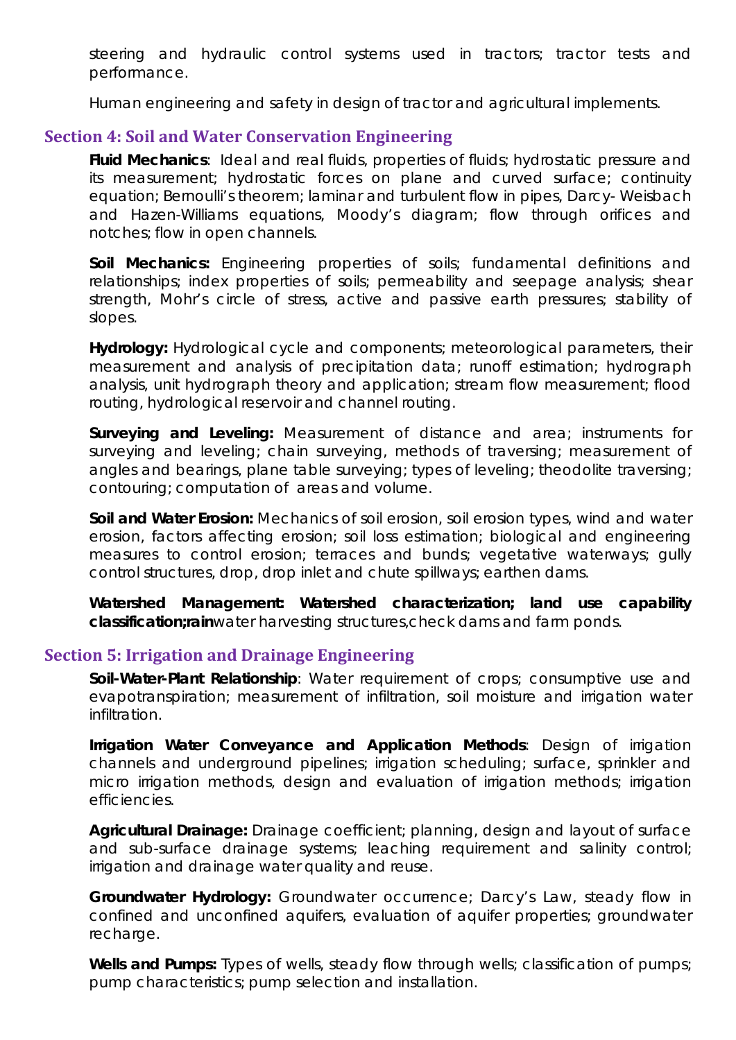steering and hydraulic control systems used in tractors; tractor tests and performance.

Human engineering and safety in design of tractor and agricultural implements.

## Section 4: Soil and Water Conservation Engineering

**Fluid Mechanics**: Ideal and real fluids, properties of fluids; hydrostatic pressure and its measurement; hydrostatic forces on plane and curved surface; continuity equation; Bernoulli's theorem; laminar and turbulent flow in pipes, Darcy- Weisbach and Hazen-Williams equations, Moody's diagram; flow through orifices and notches; flow in open channels.

**Soil Mechanics:** Engineering properties of soils; fundamental definitions and relationships; index properties of soils; permeability and seepage analysis; shear strength, Mohr's circle of stress, active and passive earth pressures; stability of slopes.

**Hydrology:** Hydrological cycle and components; meteorological parameters, their measurement and analysis of precipitation data; runoff estimation; hydrograph analysis, unit hydrograph theory and application; stream flow measurement; flood routing, hydrological reservoir and channel routing.

**Surveying and Leveling:** Measurement of distance and area; instruments for surveying and leveling; chain surveying, methods of traversing; measurement of angles and bearings, plane table surveying; types of leveling; theodolite traversing; contouring; computation of areas and volume.

**Soil and Water Erosion:** Mechanics of soil erosion, soil erosion types, wind and water erosion, factors affecting erosion; soil loss estimation; biological and engineering measures to control erosion; terraces and bunds; vegetative waterways; gully control structures, drop, drop inlet and chute spillways; earthen dams.

**Watershed Management: Watershed characterization; land use capability classification;rain**water harvesting structures,check dams and farm ponds.

## Section 5: Irrigation and Drainage Engineering

**Soil-Water-Plant Relationship**: Water requirement of crops; consumptive use and evapotranspiration; measurement of infiltration, soil moisture and irrigation water infiltration.

**Irrigation Water Conveyance and Application Methods**: Design of irrigation channels and underground pipelines; irrigation scheduling; surface, sprinkler and micro irrigation methods, design and evaluation of irrigation methods; irrigation efficiencies.

**Agricultural Drainage:** Drainage coefficient; planning, design and layout of surface and sub-surface drainage systems; leaching requirement and salinity control; irrigation and drainage water quality and reuse.

**Groundwater Hydrology:** Groundwater occurrence; Darcy's Law, steady flow in confined and unconfined aquifers, evaluation of aquifer properties; groundwater recharge.

**Wells and Pumps:** Types of wells, steady flow through wells; classification of pumps; pump characteristics; pump selection and installation.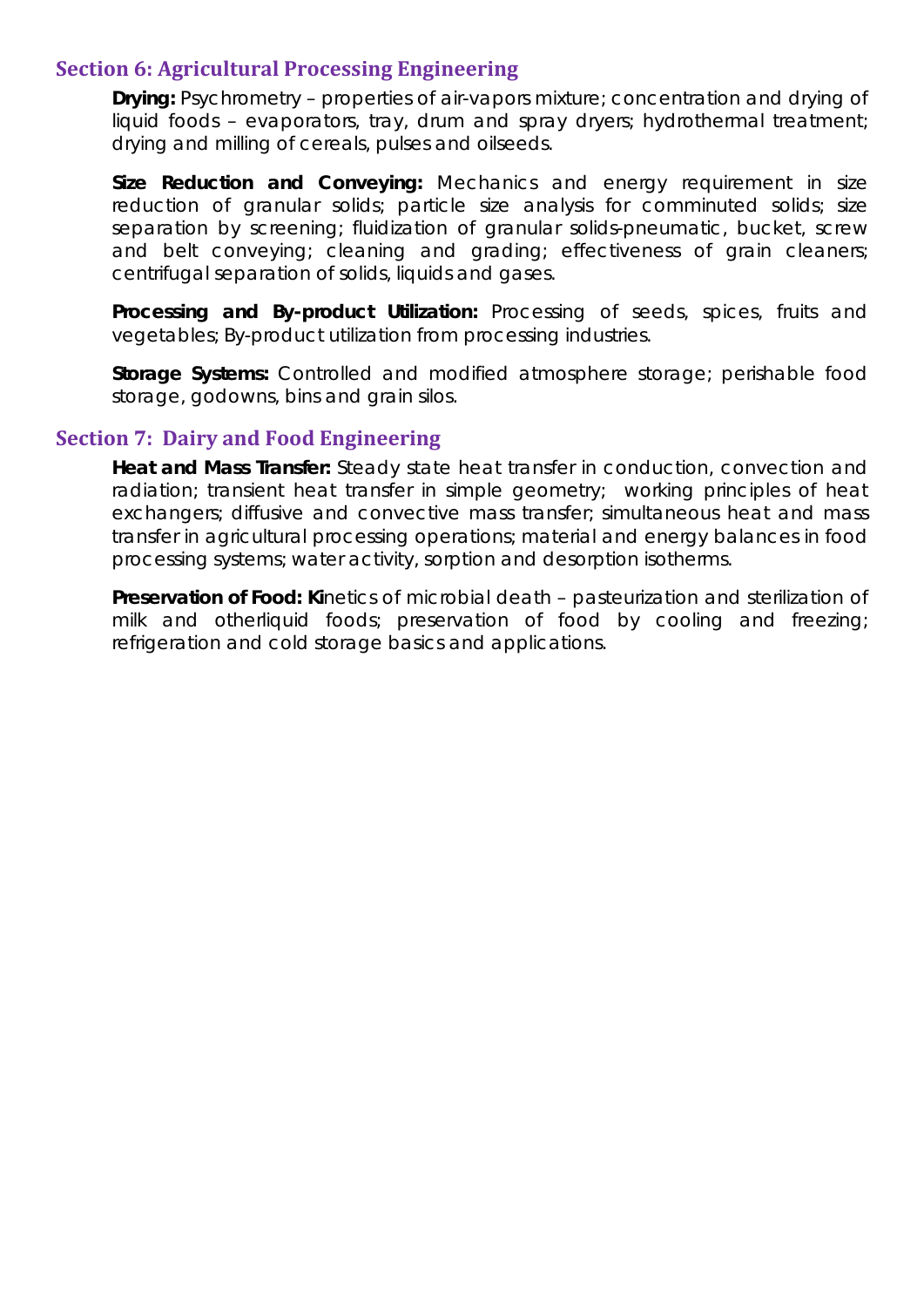## Section 6: Agricultural Processing Engineering

**Drying:** Psychrometry – properties of air-vapors mixture; concentration and drying of liquid foods – evaporators, tray, drum and spray dryers; hydrothermal treatment; drying and milling of cereals, pulses and oilseeds.

**Size Reduction and Conveying:** Mechanics and energy requirement in size reduction of granular solids; particle size analysis for comminuted solids; size separation by screening; fluidization of granular solids-pneumatic, bucket, screw and belt conveying; cleaning and grading; effectiveness of grain cleaners; centrifugal separation of solids, liquids and gases.

**Processing and By-product Utilization:** Processing of seeds, spices, fruits and vegetables; By-product utilization from processing industries.

**Storage Systems:** Controlled and modified atmosphere storage; perishable food storage, godowns, bins and grain silos.

## Section 7: Dairy and Food Engineering

**Heat and Mass Transfer:** Steady state heat transfer in conduction, convection and radiation; transient heat transfer in simple geometry; working principles of heat exchangers; diffusive and convective mass transfer; simultaneous heat and mass transfer in agricultural processing operations; material and energy balances in food processing systems; water activity, sorption and desorption isotherms.

**Preservation of Food: Ki**netics of microbial death – pasteurization and sterilization of milk and otherliquid foods; preservation of food by cooling and freezing; refrigeration and cold storage basics and applications.